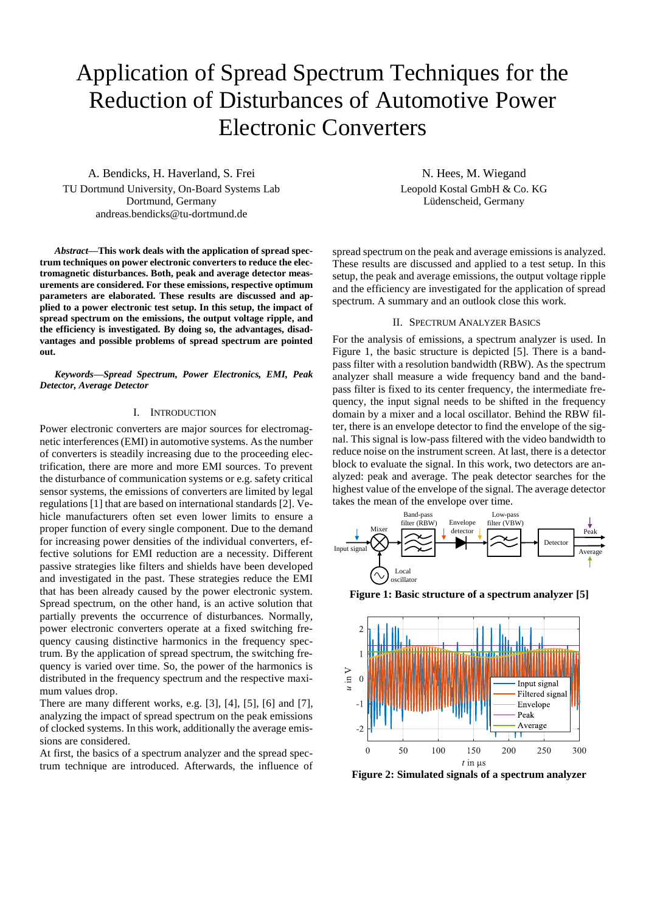# Application of Spread Spectrum Techniques for the Reduction of Disturbances of Automotive Power Electronic Converters

A. Bendicks, H. Haverland, S. Frei
TU Dortmund University, On-Board Systems Lab
Dortmund, Germany
andreas.bendicks@tu-dortmund.de

N. Hees, M. Wiegand
Leopold Kostal GmbH & Co. KG
Lüdenscheid, Germany

***Abstract*—This work deals with the application of spread spectrum techniques on power electronic converters to reduce the electromagnetic disturbances. Both, peak and average detector measurements are considered. For these emissions, respective optimum parameters are elaborated. These results are discussed and applied to a power electronic test setup. In this setup, the impact of spread spectrum on the emissions, the output voltage ripple, and the efficiency is investigated. By doing so, the advantages, disadvantages and possible problems of spread spectrum are pointed out.**

***Keywords—Spread Spectrum, Power Electronics, EMI, Peak Detector, Average Detector***

## I. Introduction

Power electronic converters are major sources for electromagnetic interferences (EMI) in automotive systems. As the number of converters is steadily increasing due to the proceeding electrification, there are more and more EMI sources. To prevent the disturbance of communication systems or e.g. safety critical sensor systems, the emissions of converters are limited by legal regulations [1] that are based on international standards [2]. Vehicle manufacturers often set even lower limits to ensure a proper function of every single component. Due to the demand for increasing power densities of the individual converters, effective solutions for EMI reduction are a necessity. Different passive strategies like filters and shields have been developed and investigated in the past. These strategies reduce the EMI that has been already caused by the power electronic system. Spread spectrum, on the other hand, is an active solution that partially prevents the occurrence of disturbances. Normally, power electronic converters operate at a fixed switching frequency causing distinctive harmonics in the frequency spectrum. By the application of spread spectrum, the switching frequency is varied over time. So, the power of the harmonics is distributed in the frequency spectrum and the respective maximum values drop.

There are many different works, e.g. [3], [4], [5], [6] and [7], analyzing the impact of spread spectrum on the peak emissions of clocked systems. In this work, additionally the average emissions are considered.

At first, the basics of a spectrum analyzer and the spread spectrum technique are introduced. Afterwards, the influence of spread spectrum on the peak and average emissions is analyzed. These results are discussed and applied to a test setup. In this setup, the peak and average emissions, the output voltage ripple and the efficiency are investigated for the application of spread spectrum. A summary and an outlook close this work.

## II. Spectrum Analyzer Basics

For the analysis of emissions, a spectrum analyzer is used. In Figure 1, the basic structure is depicted [5]. There is a band-pass filter with a resolution bandwidth (RBW). As the spectrum analyzer shall measure a wide frequency band and the band-pass filter is fixed to its center frequency, the intermediate frequency, the input signal needs to be shifted in the frequency domain by a mixer and a local oscillator. Behind the RBW filter, there is an envelope detector to find the envelope of the signal. This signal is low-pass filtered with the video bandwidth to reduce noise on the instrument screen. At last, there is a detector block to evaluate the signal. In this work, two detectors are analyzed: peak and average. The peak detector searches for the highest value of the envelope of the signal. The average detector takes the mean of the envelope over time.

**Figure 1: Basic structure of a spectrum analyzer [5]**

**Figure 2: Simulated signals of a spectrum analyzer**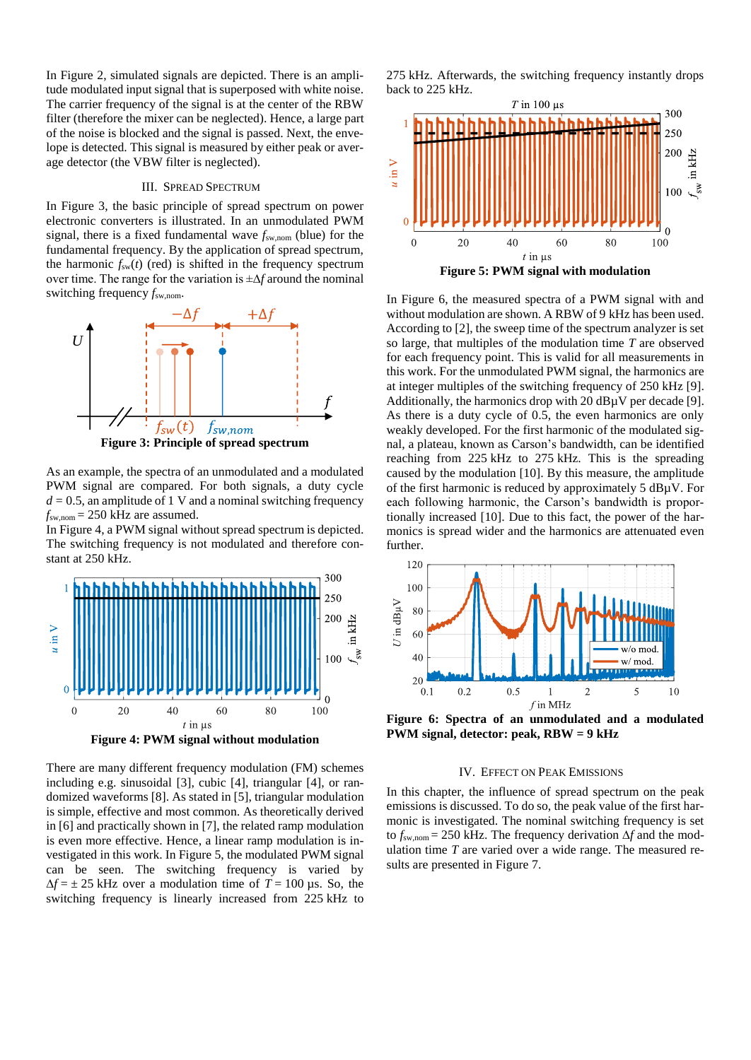In Figure 2, simulated signals are depicted. There is an amplitude modulated input signal that is superposed with white noise. The carrier frequency of the signal is at the center of the RBW filter (therefore the mixer can be neglected). Hence, a large part of the noise is blocked and the signal is passed. Next, the envelope is detected. This signal is measured by either peak or average detector (the VBW filter is neglected).

## III. Spread Spectrum

In Figure 3, the basic principle of spread spectrum on power electronic converters is illustrated. In an unmodulated PWM signal, there is a fixed fundamental wave $f_{sw,nom}$ (blue) for the fundamental frequency. By the application of spread spectrum, the harmonic $f_{sw}(t)$ (red) is shifted in the frequency spectrum over time. The range for the variation is $\pm\Delta f$ around the nominal switching frequency $f_{sw,nom}$.

**Figure 3: Principle of spread spectrum**

As an example, the spectra of an unmodulated and a modulated PWM signal are compared. For both signals, a duty cycle $d = 0.5$, an amplitude of 1 V and a nominal switching frequency $f_{sw,nom} = 250$ kHz are assumed.

In Figure 4, a PWM signal without spread spectrum is depicted. The switching frequency is not modulated and therefore constant at 250 kHz.

**Figure 4: PWM signal without modulation**

There are many different frequency modulation (FM) schemes including e.g. sinusoidal [3], cubic [4], triangular [4], or randomized waveforms [8]. As stated in [5], triangular modulation is simple, effective and most common. As theoretically derived in [6] and practically shown in [7], the related ramp modulation is even more effective. Hence, a linear ramp modulation is investigated in this work. In Figure 5, the modulated PWM signal can be seen. The switching frequency is varied by $\Delta f = \pm 25$ kHz over a modulation time of $T = 100$ µs. So, the switching frequency is linearly increased from 225 kHz to 275 kHz. Afterwards, the switching frequency instantly drops back to 225 kHz.

**Figure 5: PWM signal with modulation**

In Figure 6, the measured spectra of a PWM signal with and without modulation are shown. A RBW of 9 kHz has been used. According to [2], the sweep time of the spectrum analyzer is set so large, that multiples of the modulation time $T$ are observed for each frequency point. This is valid for all measurements in this work. For the unmodulated PWM signal, the harmonics are at integer multiples of the switching frequency of 250 kHz [9]. Additionally, the harmonics drop with 20 dBµV per decade [9]. As there is a duty cycle of 0.5, the even harmonics are only weakly developed. For the first harmonic of the modulated signal, a plateau, known as Carson's bandwidth, can be identified reaching from 225 kHz to 275 kHz. This is the spreading caused by the modulation [10]. By this measure, the amplitude of the first harmonic is reduced by approximately 5 dBµV. For each following harmonic, the Carson's bandwidth is proportionally increased [10]. Due to this fact, the power of the harmonics is spread wider and the harmonics are attenuated even further.

**Figure 6: Spectra of an unmodulated and a modulated PWM signal, detector: peak, RBW = 9 kHz**

## IV. Effect on Peak Emissions

In this chapter, the influence of spread spectrum on the peak emissions is discussed. To do so, the peak value of the first harmonic is investigated. The nominal switching frequency is set to $f_{sw,nom} = 250$ kHz. The frequency derivation $\Delta f$ and the modulation time $T$ are varied over a wide range. The measured results are presented in Figure 7.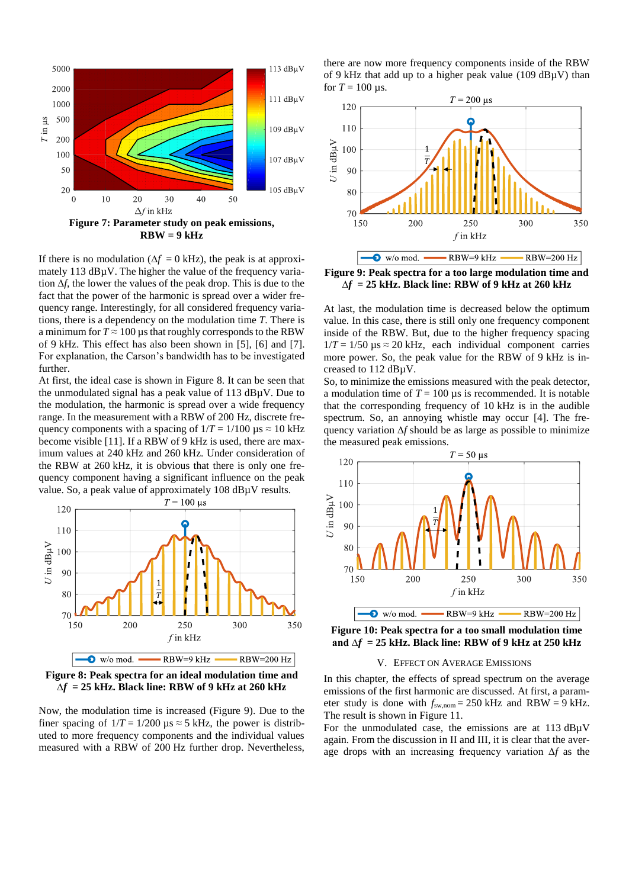**Figure 7: Parameter study on peak emissions, RBW = 9 kHz**

If there is no modulation ($\Delta f$ = 0 kHz), the peak is at approximately 113 dBµV. The higher the value of the frequency variation $\Delta f$, the lower the values of the peak drop. This is due to the fact that the power of the harmonic is spread over a wider frequency range. Interestingly, for all considered frequency variations, there is a dependency on the modulation time $T$. There is a minimum for $T \approx 100$ µs that roughly corresponds to the RBW of 9 kHz. This effect has also been shown in [5], [6] and [7]. For explanation, the Carson's bandwidth has to be investigated further.

At first, the ideal case is shown in Figure 8. It can be seen that the unmodulated signal has a peak value of 113 dBµV. Due to the modulation, the harmonic is spread over a wide frequency range. In the measurement with a RBW of 200 Hz, discrete frequency components with a spacing of $1/T$ = 1/100 µs ≈ 10 kHz become visible [11]. If a RBW of 9 kHz is used, there are maximum values at 240 kHz and 260 kHz. Under consideration of the RBW at 260 kHz, it is obvious that there is only one frequency component having a significant influence on the peak value. So, a peak value of approximately 108 dBµV results.

**Figure 8: Peak spectra for an ideal modulation time and $\Delta f$ = 25 kHz. Black line: RBW of 9 kHz at 260 kHz**

Now, the modulation time is increased (Figure 9). Due to the finer spacing of $1/T$ = 1/200 µs ≈ 5 kHz, the power is distributed to more frequency components and the individual values measured with a RBW of 200 Hz further drop. Nevertheless, there are now more frequency components inside of the RBW of 9 kHz that add up to a higher peak value (109 dBµV) than for $T$ = 100 µs.

**Figure 9: Peak spectra for a too large modulation time and $\Delta f$ = 25 kHz. Black line: RBW of 9 kHz at 260 kHz**

At last, the modulation time is decreased below the optimum value. In this case, there is still only one frequency component inside of the RBW. But, due to the higher frequency spacing $1/T$ = 1/50 µs ≈ 20 kHz, each individual component carries more power. So, the peak value for the RBW of 9 kHz is increased to 112 dBµV.

So, to minimize the emissions measured with the peak detector, a modulation time of $T$ = 100 µs is recommended. It is notable that the corresponding frequency of 10 kHz is in the audible spectrum. So, an annoying whistle may occur [4]. The frequency variation $\Delta f$ should be as large as possible to minimize the measured peak emissions.

**Figure 10: Peak spectra for a too small modulation time and $\Delta f$ = 25 kHz. Black line: RBW of 9 kHz at 250 kHz**

## V. Effect on Average Emissions

In this chapter, the effects of spread spectrum on the average emissions of the first harmonic are discussed. At first, a parameter study is done with $f_{sw,nom}$ = 250 kHz and RBW = 9 kHz. The result is shown in Figure 11.

For the unmodulated case, the emissions are at 113 dBµV again. From the discussion in II and III, it is clear that the average drops with an increasing frequency variation $\Delta f$ as the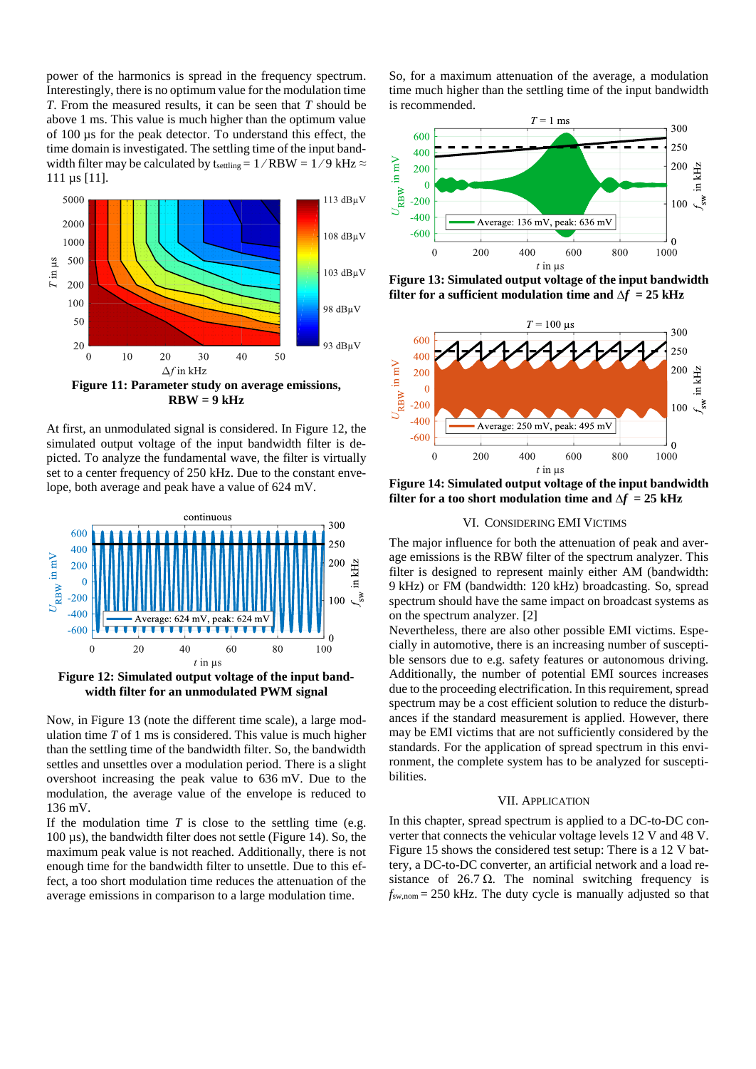power of the harmonics is spread in the frequency spectrum. Interestingly, there is no optimum value for the modulation time $T$. From the measured results, it can be seen that $T$ should be above 1 ms. This value is much higher than the optimum value of 100 µs for the peak detector. To understand this effect, the time domain is investigated. The settling time of the input bandwidth filter may be calculated by $t_{settling} = 1 / \text{RBW} = 1 / 9\ \text{kHz} \approx 111\ \mu s$ [11].

**Figure 11: Parameter study on average emissions, RBW = 9 kHz**

At first, an unmodulated signal is considered. In Figure 12, the simulated output voltage of the input bandwidth filter is depicted. To analyze the fundamental wave, the filter is virtually set to a center frequency of 250 kHz. Due to the constant envelope, both average and peak have a value of 624 mV.

**Figure 12: Simulated output voltage of the input bandwidth filter for an unmodulated PWM signal**

Now, in Figure 13 (note the different time scale), a large modulation time $T$ of 1 ms is considered. This value is much higher than the settling time of the bandwidth filter. So, the bandwidth settles and unsettles over a modulation period. There is a slight overshoot increasing the peak value to 636 mV. Due to the modulation, the average value of the envelope is reduced to 136 mV.

If the modulation time $T$ is close to the settling time (e.g. 100 µs), the bandwidth filter does not settle (Figure 14). So, the maximum peak value is not reached. Additionally, there is not enough time for the bandwidth filter to unsettle. Due to this effect, a too short modulation time reduces the attenuation of the average emissions in comparison to a large modulation time.

So, for a maximum attenuation of the average, a modulation time much higher than the settling time of the input bandwidth is recommended.

**Figure 13: Simulated output voltage of the input bandwidth filter for a sufficient modulation time and $\Delta f = 25$ kHz**

**Figure 14: Simulated output voltage of the input bandwidth filter for a too short modulation time and $\Delta f = 25$ kHz**

## VI. Considering EMI Victims

The major influence for both the attenuation of peak and average emissions is the RBW filter of the spectrum analyzer. This filter is designed to represent mainly either AM (bandwidth: 9 kHz) or FM (bandwidth: 120 kHz) broadcasting. So, spread spectrum should have the same impact on broadcast systems as on the spectrum analyzer. [2]

Nevertheless, there are also other possible EMI victims. Especially in automotive, there is an increasing number of susceptible sensors due to e.g. safety features or autonomous driving. Additionally, the number of potential EMI sources increases due to the proceeding electrification. In this requirement, spread spectrum may be a cost efficient solution to reduce the disturbances if the standard measurement is applied. However, there may be EMI victims that are not sufficiently considered by the standards. For the application of spread spectrum in this environment, the complete system has to be analyzed for susceptibilities.

## VII. Application

In this chapter, spread spectrum is applied to a DC-to-DC converter that connects the vehicular voltage levels 12 V and 48 V. Figure 15 shows the considered test setup: There is a 12 V battery, a DC-to-DC converter, an artificial network and a load resistance of 26.7 Ω. The nominal switching frequency is $f_{sw,nom} = 250$ kHz. The duty cycle is manually adjusted so that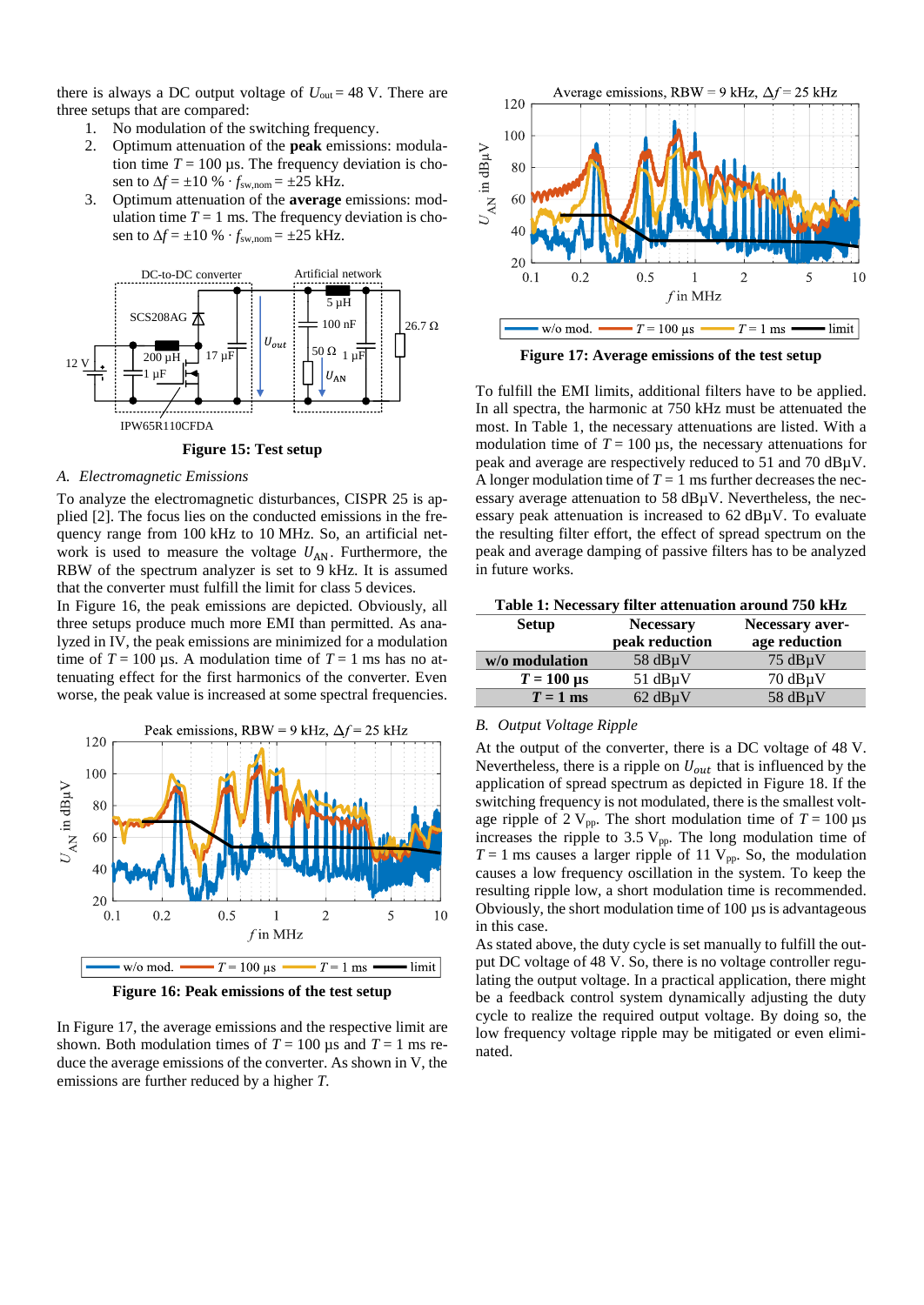there is always a DC output voltage of $U_{\text{out}} = 48$ V. There are three setups that are compared:

1. No modulation of the switching frequency.
2. Optimum attenuation of the **peak** emissions: modulation time $T = 100$ µs. The frequency deviation is chosen to $\Delta f = \pm 10\ \% \cdot f_{\text{sw,nom}} = \pm 25$ kHz.
3. Optimum attenuation of the **average** emissions: modulation time $T = 1$ ms. The frequency deviation is chosen to $\Delta f = \pm 10\ \% \cdot f_{\text{sw,nom}} = \pm 25$ kHz.

**Figure 15: Test setup**

### A. Electromagnetic Emissions

To analyze the electromagnetic disturbances, CISPR 25 is applied [2]. The focus lies on the conducted emissions in the frequency range from 100 kHz to 10 MHz. So, an artificial network is used to measure the voltage $U_{\text{AN}}$. Furthermore, the RBW of the spectrum analyzer is set to 9 kHz. It is assumed that the converter must fulfill the limit for class 5 devices.

In Figure 16, the peak emissions are depicted. Obviously, all three setups produce much more EMI than permitted. As analyzed in IV, the peak emissions are minimized for a modulation time of $T = 100$ µs. A modulation time of $T = 1$ ms has no attenuating effect for the first harmonics of the converter. Even worse, the peak value is increased at some spectral frequencies.

**Figure 16: Peak emissions of the test setup**

In Figure 17, the average emissions and the respective limit are shown. Both modulation times of $T = 100$ µs and $T = 1$ ms reduce the average emissions of the converter. As shown in V, the emissions are further reduced by a higher $T$.

**Figure 17: Average emissions of the test setup**

To fulfill the EMI limits, additional filters have to be applied. In all spectra, the harmonic at 750 kHz must be attenuated the most. In Table 1, the necessary attenuations are listed. With a modulation time of $T = 100$ µs, the necessary attenuations for peak and average are respectively reduced to 51 and 70 dBµV. A longer modulation time of $T = 1$ ms further decreases the necessary average attenuation to 58 dBµV. Nevertheless, the necessary peak attenuation is increased to 62 dBµV. To evaluate the resulting filter effort, the effect of spread spectrum on the peak and average damping of passive filters has to be analyzed in future works.

**Table 1: Necessary filter attenuation around 750 kHz**

| Setup | Necessary peak reduction | Necessary average reduction |
|---|---|---|
| **w/o modulation** | 58 dBµV | 75 dBµV |
| **$T = 100$ µs** | 51 dBµV | 70 dBµV |
| **$T = 1$ ms** | 62 dBµV | 58 dBµV |

### B. Output Voltage Ripple

At the output of the converter, there is a DC voltage of 48 V. Nevertheless, there is a ripple on $U_{out}$ that is influenced by the application of spread spectrum as depicted in Figure 18. If the switching frequency is not modulated, there is the smallest voltage ripple of 2 $V_{\text{pp}}$. The short modulation time of $T = 100$ µs increases the ripple to 3.5 $V_{\text{pp}}$. The long modulation time of $T = 1$ ms causes a larger ripple of 11 $V_{\text{pp}}$. So, the modulation causes a low frequency oscillation in the system. To keep the resulting ripple low, a short modulation time is recommended. Obviously, the short modulation time of 100 µs is advantageous in this case.

As stated above, the duty cycle is set manually to fulfill the output DC voltage of 48 V. So, there is no voltage controller regulating the output voltage. In a practical application, there might be a feedback control system dynamically adjusting the duty cycle to realize the required output voltage. By doing so, the low frequency voltage ripple may be mitigated or even eliminated.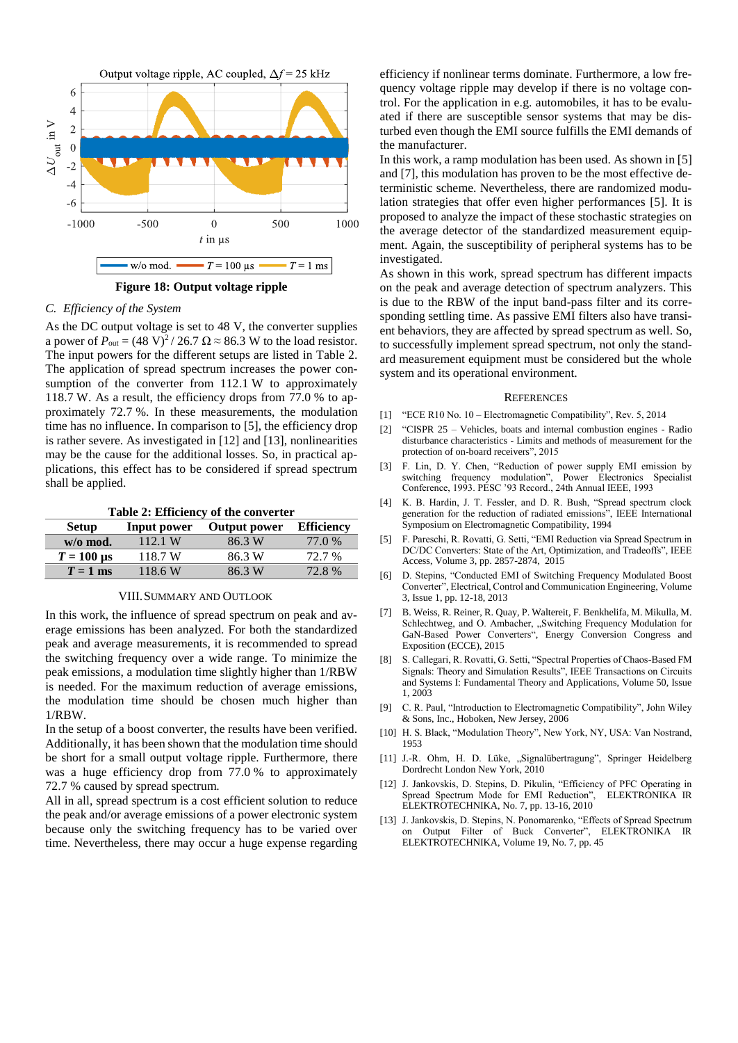Output voltage ripple, AC coupled, $\Delta f = 25$ kHz

6
4
2
0
-2
-4
-6

$\Delta U_{out}$ in V

-1000
-500
0
500
1000

$t$ in µs

w/o mod.
$T = 100$ µs
$T = 1$ ms

**Figure 18: Output voltage ripple**

### *C. Efficiency of the System*

As the DC output voltage is set to 48 V, the converter supplies a power of $P_{out} = (48\text{ V})^2 / 26.7\ \Omega \approx 86.3$ W to the load resistor. The input powers for the different setups are listed in Table 2. The application of spread spectrum increases the power consumption of the converter from 112.1 W to approximately 118.7 W. As a result, the efficiency drops from 77.0 % to approximately 72.7 %. In these measurements, the modulation time has no influence. In comparison to [5], the efficiency drop is rather severe. As investigated in [12] and [13], nonlinearities may be the cause for the additional losses. So, in practical applications, this effect has to be considered if spread spectrum shall be applied.

**Table 2: Efficiency of the converter**

| Setup | Input power | Output power | Efficiency |
|---|---|---|---|
| **w/o mod.** | 112.1 W | 86.3 W | 77.0 % |
| **$T = 100$ µs** | 118.7 W | 86.3 W | 72.7 % |
| **$T = 1$ ms** | 118.6 W | 86.3 W | 72.8 % |

## VIII. Summary and Outlook

In this work, the influence of spread spectrum on peak and average emissions has been analyzed. For both the standardized peak and average measurements, it is recommended to spread the switching frequency over a wide range. To minimize the peak emissions, a modulation time slightly higher than 1/RBW is needed. For the maximum reduction of average emissions, the modulation time should be chosen much higher than 1/RBW.

In the setup of a boost converter, the results have been verified. Additionally, it has been shown that the modulation time should be short for a small output voltage ripple. Furthermore, there was a huge efficiency drop from 77.0 % to approximately 72.7 % caused by spread spectrum.

All in all, spread spectrum is a cost efficient solution to reduce the peak and/or average emissions of a power electronic system because only the switching frequency has to be varied over time. Nevertheless, there may occur a huge expense regarding efficiency if nonlinear terms dominate. Furthermore, a low frequency voltage ripple may develop if there is no voltage control. For the application in e.g. automobiles, it has to be evaluated if there are susceptible sensor systems that may be disturbed even though the EMI source fulfills the EMI demands of the manufacturer.

In this work, a ramp modulation has been used. As shown in [5] and [7], this modulation has proven to be the most effective deterministic scheme. Nevertheless, there are randomized modulation strategies that offer even higher performances [5]. It is proposed to analyze the impact of these stochastic strategies on the average detector of the standardized measurement equipment. Again, the susceptibility of peripheral systems has to be investigated.

As shown in this work, spread spectrum has different impacts on the peak and average detection of spectrum analyzers. This is due to the RBW of the input band-pass filter and its corresponding settling time. As passive EMI filters also have transient behaviors, they are affected by spread spectrum as well. So, to successfully implement spread spectrum, not only the standard measurement equipment must be considered but the whole system and its operational environment.

## References

[1] "ECE R10 No. 10 – Electromagnetic Compatibility", Rev. 5, 2014

[2] "CISPR 25 – Vehicles, boats and internal combustion engines - Radio disturbance characteristics - Limits and methods of measurement for the protection of on-board receivers", 2015

[3] F. Lin, D. Y. Chen, "Reduction of power supply EMI emission by switching frequency modulation", Power Electronics Specialist Conference, 1993. PESC '93 Record., 24th Annual IEEE, 1993

[4] K. B. Hardin, J. T. Fessler, and D. R. Bush, "Spread spectrum clock generation for the reduction of radiated emissions", IEEE International Symposium on Electromagnetic Compatibility, 1994

[5] F. Pareschi, R. Rovatti, G. Setti, "EMI Reduction via Spread Spectrum in DC/DC Converters: State of the Art, Optimization, and Tradeoffs", IEEE Access, Volume 3, pp. 2857-2874, 2015

[6] D. Stepins, "Conducted EMI of Switching Frequency Modulated Boost Converter", Electrical, Control and Communication Engineering, Volume 3, Issue 1, pp. 12-18, 2013

[7] B. Weiss, R. Reiner, R. Quay, P. Waltereit, F. Benkhelifa, M. Mikulla, M. Schlechtweg, and O. Ambacher, „Switching Frequency Modulation for GaN-Based Power Converters", Energy Conversion Congress and Exposition (ECCE), 2015

[8] S. Callegari, R. Rovatti, G. Setti, "Spectral Properties of Chaos-Based FM Signals: Theory and Simulation Results", IEEE Transactions on Circuits and Systems I: Fundamental Theory and Applications, Volume 50, Issue 1, 2003

[9] C. R. Paul, "Introduction to Electromagnetic Compatibility", John Wiley & Sons, Inc., Hoboken, New Jersey, 2006

[10] H. S. Black, "Modulation Theory", New York, NY, USA: Van Nostrand, 1953

[11] J.-R. Ohm, H. D. Lüke, „Signalübertragung", Springer Heidelberg Dordrecht London New York, 2010

[12] J. Jankovskis, D. Stepins, D. Pikulin, "Efficiency of PFC Operating in Spread Spectrum Mode for EMI Reduction", ELEKTRONIKA IR ELEKTROTECHNIKA, No. 7, pp. 13-16, 2010

[13] J. Jankovskis, D. Stepins, N. Ponomarenko, "Effects of Spread Spectrum on Output Filter of Buck Converter", ELEKTRONIKA IR ELEKTROTECHNIKA, Volume 19, No. 7, pp. 45